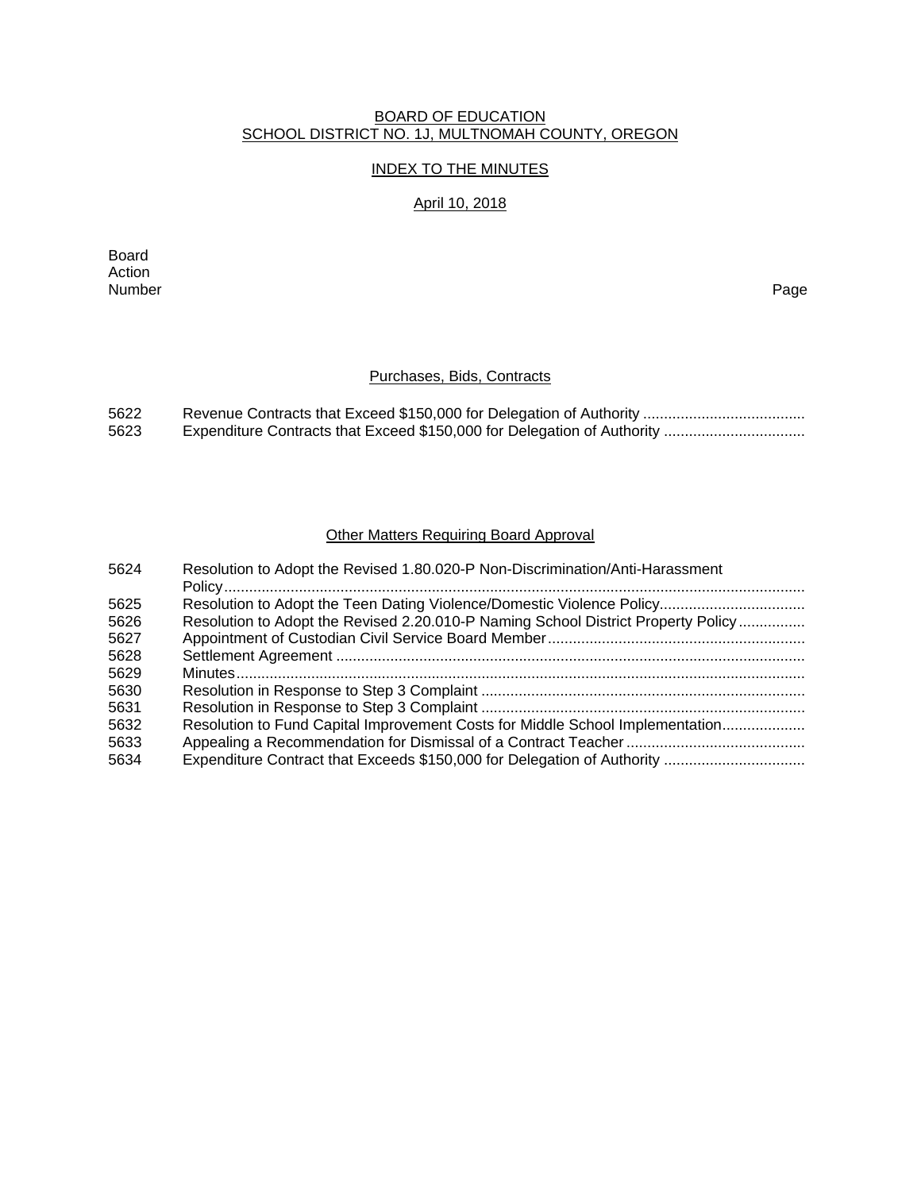# BOARD OF EDUCATION
# SCHOOL DISTRICT NO. 1J, MULTNOMAH COUNTY, OREGON

## INDEX TO THE MINUTES

### April 10, 2018

| Board Action Number | | Page |
|---|---|---|

### Purchases, Bids, Contracts

| | | |
|---|---|---|
| 5622 | Revenue Contracts that Exceed $150,000 for Delegation of Authority | |
| 5623 | Expenditure Contracts that Exceed $150,000 for Delegation of Authority | |

### Other Matters Requiring Board Approval

| | | |
|---|---|---|
| 5624 | Resolution to Adopt the Revised 1.80.020-P Non-Discrimination/Anti-Harassment Policy | |
| 5625 | Resolution to Adopt the Teen Dating Violence/Domestic Violence Policy | |
| 5626 | Resolution to Adopt the Revised 2.20.010-P Naming School District Property Policy | |
| 5627 | Appointment of Custodian Civil Service Board Member | |
| 5628 | Settlement Agreement | |
| 5629 | Minutes | |
| 5630 | Resolution in Response to Step 3 Complaint | |
| 5631 | Resolution in Response to Step 3 Complaint | |
| 5632 | Resolution to Fund Capital Improvement Costs for Middle School Implementation | |
| 5633 | Appealing a Recommendation for Dismissal of a Contract Teacher | |
| 5634 | Expenditure Contract that Exceeds $150,000 for Delegation of Authority | |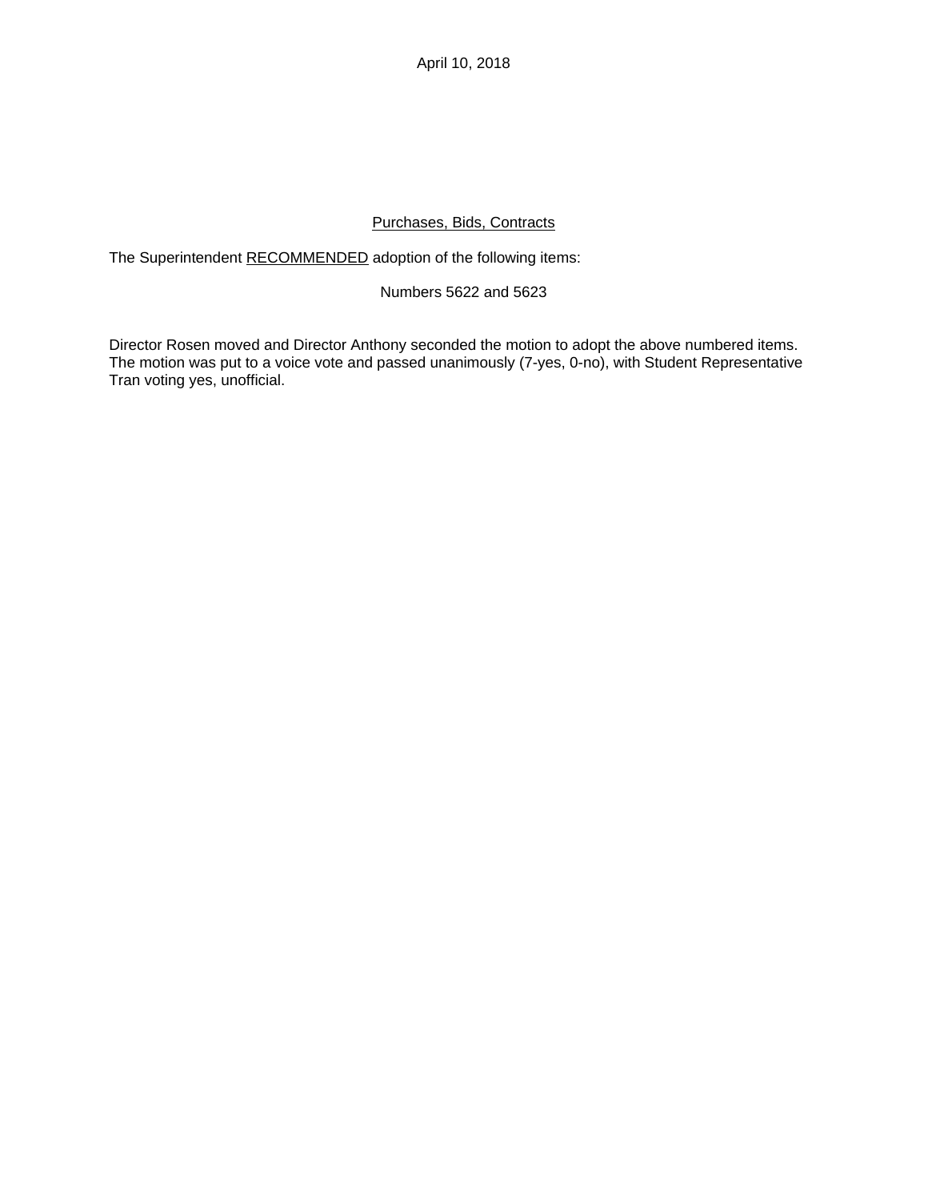April 10, 2018

<u>Purchases, Bids, Contracts</u>

The Superintendent <u>RECOMMENDED</u> adoption of the following items:

Numbers 5622 and 5623

Director Rosen moved and Director Anthony seconded the motion to adopt the above numbered items. The motion was put to a voice vote and passed unanimously (7-yes, 0-no), with Student Representative Tran voting yes, unofficial.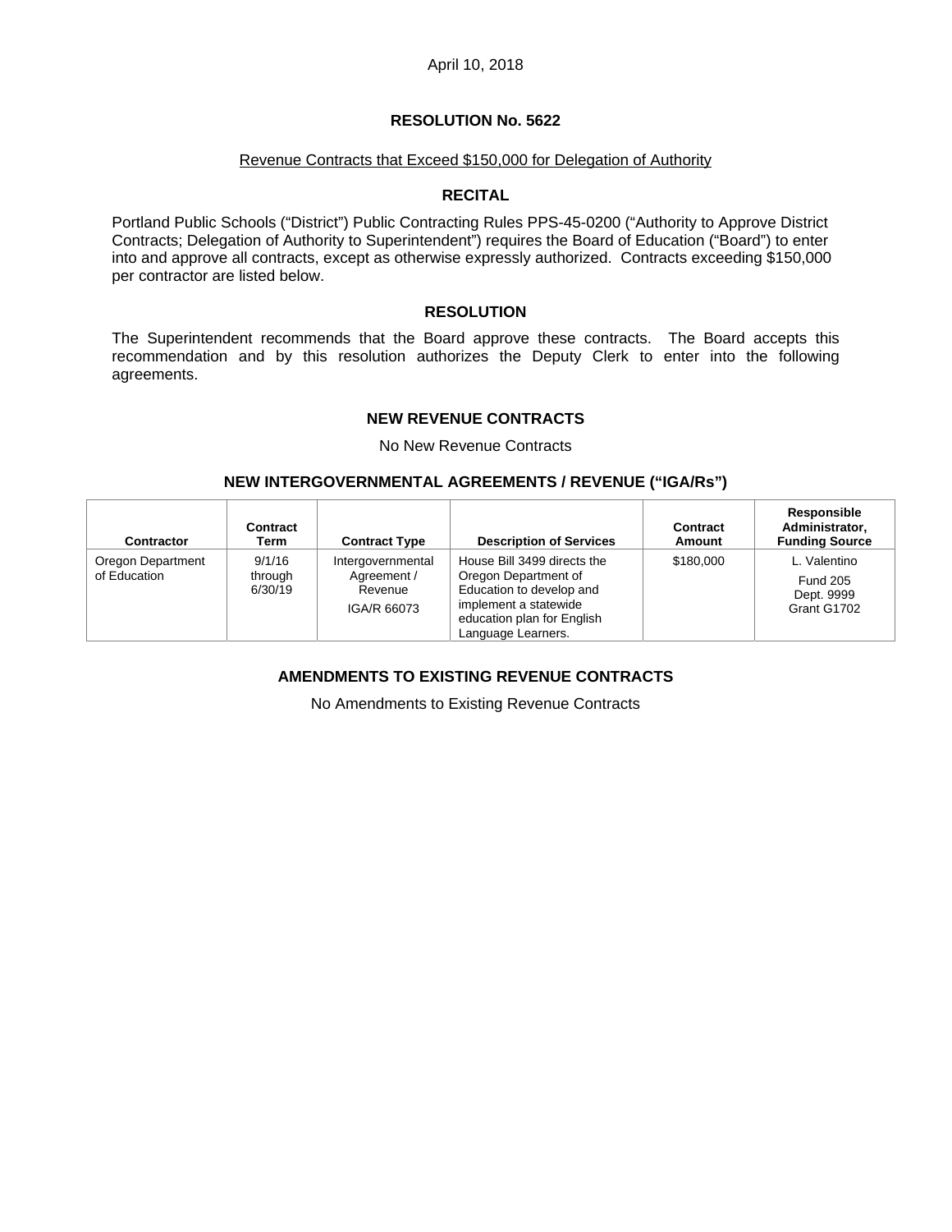April 10, 2018

# RESOLUTION No. 5622

Revenue Contracts that Exceed $150,000 for Delegation of Authority

## RECITAL

Portland Public Schools ("District") Public Contracting Rules PPS-45-0200 ("Authority to Approve District Contracts; Delegation of Authority to Superintendent") requires the Board of Education ("Board") to enter into and approve all contracts, except as otherwise expressly authorized. Contracts exceeding $150,000 per contractor are listed below.

## RESOLUTION

The Superintendent recommends that the Board approve these contracts. The Board accepts this recommendation and by this resolution authorizes the Deputy Clerk to enter into the following agreements.

### NEW REVENUE CONTRACTS

No New Revenue Contracts

### NEW INTERGOVERNMENTAL AGREEMENTS / REVENUE ("IGA/Rs")

| Contractor | Contract Term | Contract Type | Description of Services | Contract Amount | Responsible Administrator, Funding Source |
|---|---|---|---|---|---|
| Oregon Department of Education | 9/1/16 through 6/30/19 | Intergovernmental Agreement / Revenue IGA/R 66073 | House Bill 3499 directs the Oregon Department of Education to develop and implement a statewide education plan for English Language Learners. | $180,000 | L. Valentino Fund 205 Dept. 9999 Grant G1702 |

### AMENDMENTS TO EXISTING REVENUE CONTRACTS

No Amendments to Existing Revenue Contracts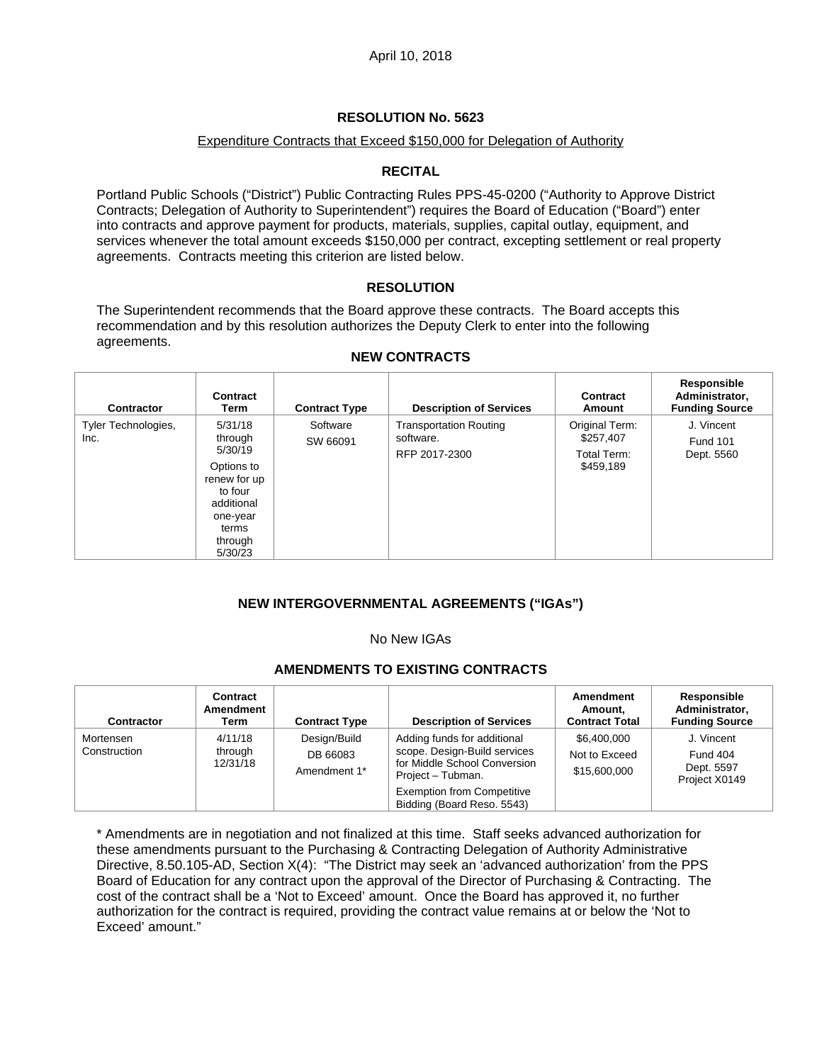April 10, 2018

## RESOLUTION No. 5623

Expenditure Contracts that Exceed $150,000 for Delegation of Authority

### RECITAL

Portland Public Schools ("District") Public Contracting Rules PPS-45-0200 ("Authority to Approve District Contracts; Delegation of Authority to Superintendent") requires the Board of Education ("Board") enter into contracts and approve payment for products, materials, supplies, capital outlay, equipment, and services whenever the total amount exceeds $150,000 per contract, excepting settlement or real property agreements. Contracts meeting this criterion are listed below.

### RESOLUTION

The Superintendent recommends that the Board approve these contracts. The Board accepts this recommendation and by this resolution authorizes the Deputy Clerk to enter into the following agreements.

### NEW CONTRACTS

| Contractor | Contract Term | Contract Type | Description of Services | Contract Amount | Responsible Administrator, Funding Source |
|---|---|---|---|---|---|
| Tyler Technologies, Inc. | 5/31/18 through 5/30/19 Options to renew for up to four additional one-year terms through 5/30/23 | Software SW 66091 | Transportation Routing software. RFP 2017-2300 | Original Term: $257,407 Total Term: $459,189 | J. Vincent Fund 101 Dept. 5560 |

### NEW INTERGOVERNMENTAL AGREEMENTS ("IGAs")

No New IGAs

### AMENDMENTS TO EXISTING CONTRACTS

| Contractor | Contract Amendment Term | Contract Type | Description of Services | Amendment Amount, Contract Total | Responsible Administrator, Funding Source |
|---|---|---|---|---|---|
| Mortensen Construction | 4/11/18 through 12/31/18 | Design/Build DB 66083 Amendment 1* | Adding funds for additional scope. Design-Build services for Middle School Conversion Project – Tubman. Exemption from Competitive Bidding (Board Reso. 5543) | $6,400,000 Not to Exceed $15,600,000 | J. Vincent Fund 404 Dept. 5597 Project X0149 |

* Amendments are in negotiation and not finalized at this time. Staff seeks advanced authorization for these amendments pursuant to the Purchasing & Contracting Delegation of Authority Administrative Directive, 8.50.105-AD, Section X(4): "The District may seek an 'advanced authorization' from the PPS Board of Education for any contract upon the approval of the Director of Purchasing & Contracting. The cost of the contract shall be a 'Not to Exceed' amount. Once the Board has approved it, no further authorization for the contract is required, providing the contract value remains at or below the 'Not to Exceed' amount."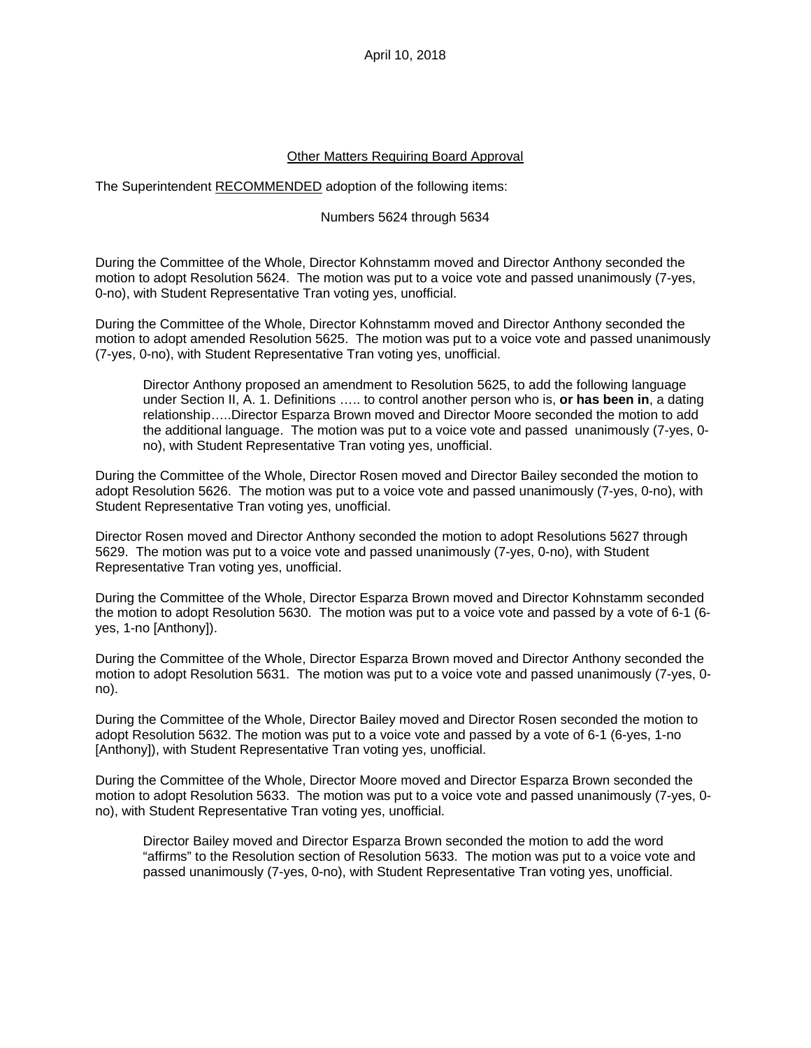April 10, 2018

Other Matters Requiring Board Approval

The Superintendent RECOMMENDED adoption of the following items:

Numbers 5624 through 5634

During the Committee of the Whole, Director Kohnstamm moved and Director Anthony seconded the motion to adopt Resolution 5624. The motion was put to a voice vote and passed unanimously (7-yes, 0-no), with Student Representative Tran voting yes, unofficial.

During the Committee of the Whole, Director Kohnstamm moved and Director Anthony seconded the motion to adopt amended Resolution 5625. The motion was put to a voice vote and passed unanimously (7-yes, 0-no), with Student Representative Tran voting yes, unofficial.

> Director Anthony proposed an amendment to Resolution 5625, to add the following language under Section II, A. 1. Definitions ….. to control another person who is, **or has been in**, a dating relationship…..Director Esparza Brown moved and Director Moore seconded the motion to add the additional language. The motion was put to a voice vote and passed unanimously (7-yes, 0-no), with Student Representative Tran voting yes, unofficial.

During the Committee of the Whole, Director Rosen moved and Director Bailey seconded the motion to adopt Resolution 5626. The motion was put to a voice vote and passed unanimously (7-yes, 0-no), with Student Representative Tran voting yes, unofficial.

Director Rosen moved and Director Anthony seconded the motion to adopt Resolutions 5627 through 5629. The motion was put to a voice vote and passed unanimously (7-yes, 0-no), with Student Representative Tran voting yes, unofficial.

During the Committee of the Whole, Director Esparza Brown moved and Director Kohnstamm seconded the motion to adopt Resolution 5630. The motion was put to a voice vote and passed by a vote of 6-1 (6-yes, 1-no [Anthony]).

During the Committee of the Whole, Director Esparza Brown moved and Director Anthony seconded the motion to adopt Resolution 5631. The motion was put to a voice vote and passed unanimously (7-yes, 0-no).

During the Committee of the Whole, Director Bailey moved and Director Rosen seconded the motion to adopt Resolution 5632. The motion was put to a voice vote and passed by a vote of 6-1 (6-yes, 1-no [Anthony]), with Student Representative Tran voting yes, unofficial.

During the Committee of the Whole, Director Moore moved and Director Esparza Brown seconded the motion to adopt Resolution 5633. The motion was put to a voice vote and passed unanimously (7-yes, 0-no), with Student Representative Tran voting yes, unofficial.

> Director Bailey moved and Director Esparza Brown seconded the motion to add the word "affirms" to the Resolution section of Resolution 5633. The motion was put to a voice vote and passed unanimously (7-yes, 0-no), with Student Representative Tran voting yes, unofficial.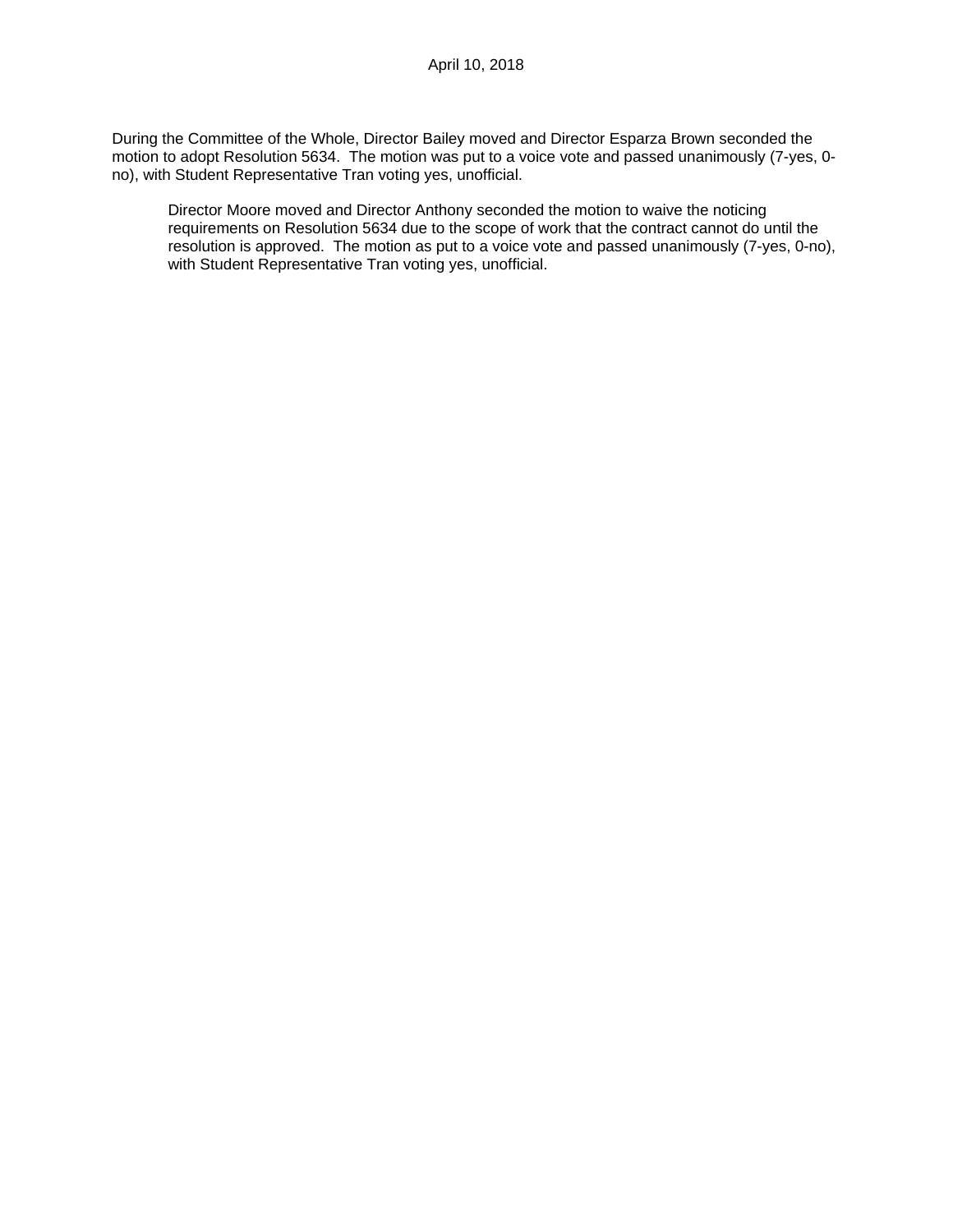During the Committee of the Whole, Director Bailey moved and Director Esparza Brown seconded the motion to adopt Resolution 5634. The motion was put to a voice vote and passed unanimously (7-yes, 0-no), with Student Representative Tran voting yes, unofficial.

> Director Moore moved and Director Anthony seconded the motion to waive the noticing requirements on Resolution 5634 due to the scope of work that the contract cannot do until the resolution is approved. The motion as put to a voice vote and passed unanimously (7-yes, 0-no), with Student Representative Tran voting yes, unofficial.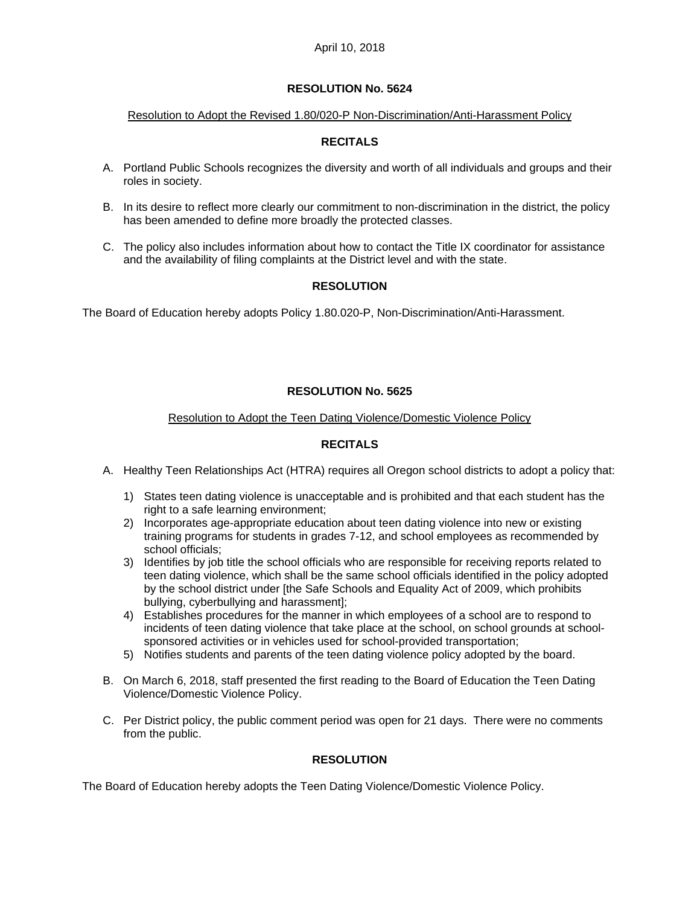April 10, 2018

## RESOLUTION No. 5624

Resolution to Adopt the Revised 1.80/020-P Non-Discrimination/Anti-Harassment Policy

### RECITALS

A. Portland Public Schools recognizes the diversity and worth of all individuals and groups and their roles in society.

B. In its desire to reflect more clearly our commitment to non-discrimination in the district, the policy has been amended to define more broadly the protected classes.

C. The policy also includes information about how to contact the Title IX coordinator for assistance and the availability of filing complaints at the District level and with the state.

### RESOLUTION

The Board of Education hereby adopts Policy 1.80.020-P, Non-Discrimination/Anti-Harassment.

## RESOLUTION No. 5625

Resolution to Adopt the Teen Dating Violence/Domestic Violence Policy

### RECITALS

A. Healthy Teen Relationships Act (HTRA) requires all Oregon school districts to adopt a policy that:

   1) States teen dating violence is unacceptable and is prohibited and that each student has the right to a safe learning environment;
   2) Incorporates age-appropriate education about teen dating violence into new or existing training programs for students in grades 7-12, and school employees as recommended by school officials;
   3) Identifies by job title the school officials who are responsible for receiving reports related to teen dating violence, which shall be the same school officials identified in the policy adopted by the school district under [the Safe Schools and Equality Act of 2009, which prohibits bullying, cyberbullying and harassment];
   4) Establishes procedures for the manner in which employees of a school are to respond to incidents of teen dating violence that take place at the school, on school grounds at school-sponsored activities or in vehicles used for school-provided transportation;
   5) Notifies students and parents of the teen dating violence policy adopted by the board.

B. On March 6, 2018, staff presented the first reading to the Board of Education the Teen Dating Violence/Domestic Violence Policy.

C. Per District policy, the public comment period was open for 21 days. There were no comments from the public.

### RESOLUTION

The Board of Education hereby adopts the Teen Dating Violence/Domestic Violence Policy.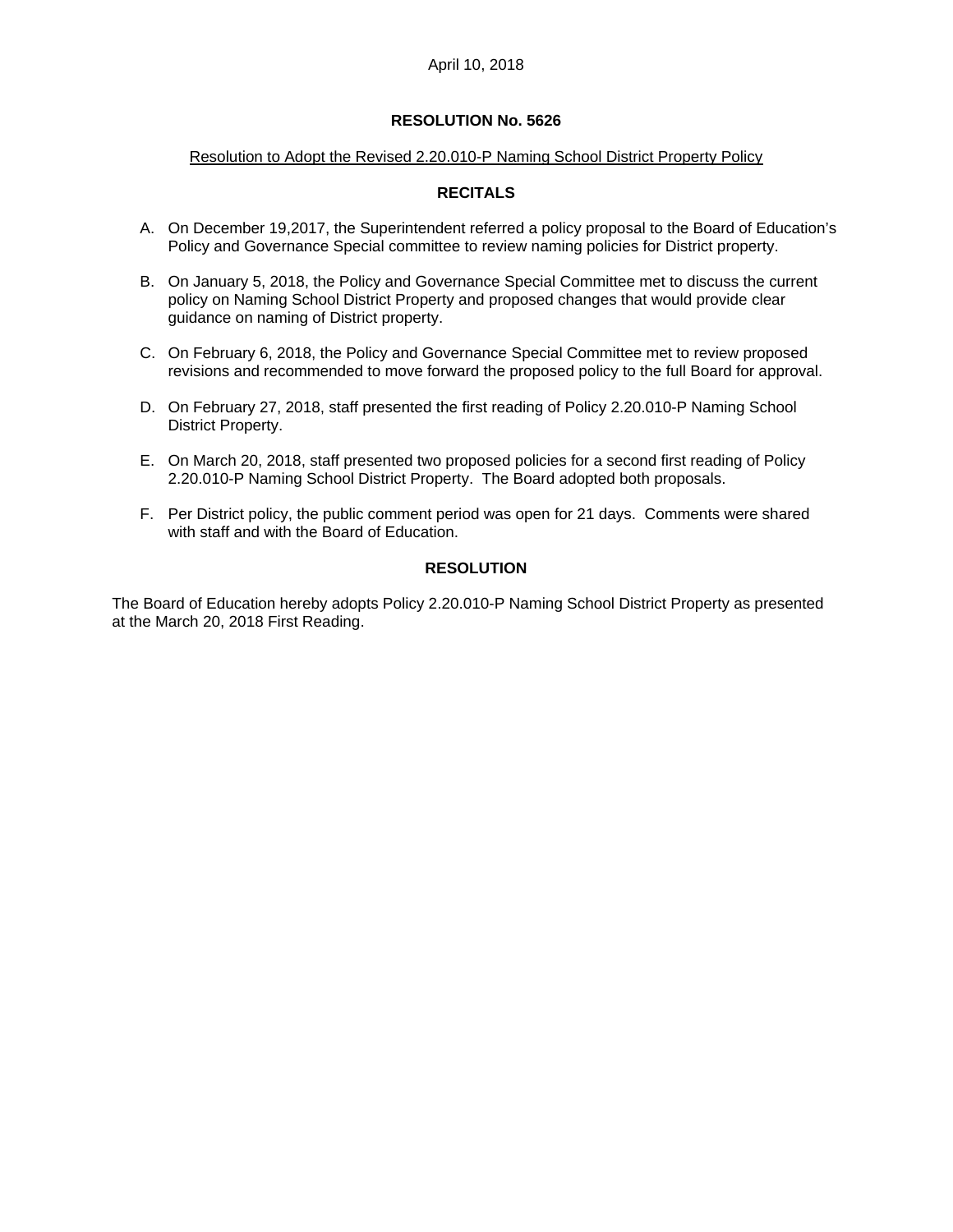April 10, 2018

**RESOLUTION No. 5626**

Resolution to Adopt the Revised 2.20.010-P Naming School District Property Policy

**RECITALS**

A. On December 19,2017, the Superintendent referred a policy proposal to the Board of Education's Policy and Governance Special committee to review naming policies for District property.

B. On January 5, 2018, the Policy and Governance Special Committee met to discuss the current policy on Naming School District Property and proposed changes that would provide clear guidance on naming of District property.

C. On February 6, 2018, the Policy and Governance Special Committee met to review proposed revisions and recommended to move forward the proposed policy to the full Board for approval.

D. On February 27, 2018, staff presented the first reading of Policy 2.20.010-P Naming School District Property.

E. On March 20, 2018, staff presented two proposed policies for a second first reading of Policy 2.20.010-P Naming School District Property. The Board adopted both proposals.

F. Per District policy, the public comment period was open for 21 days. Comments were shared with staff and with the Board of Education.

**RESOLUTION**

The Board of Education hereby adopts Policy 2.20.010-P Naming School District Property as presented at the March 20, 2018 First Reading.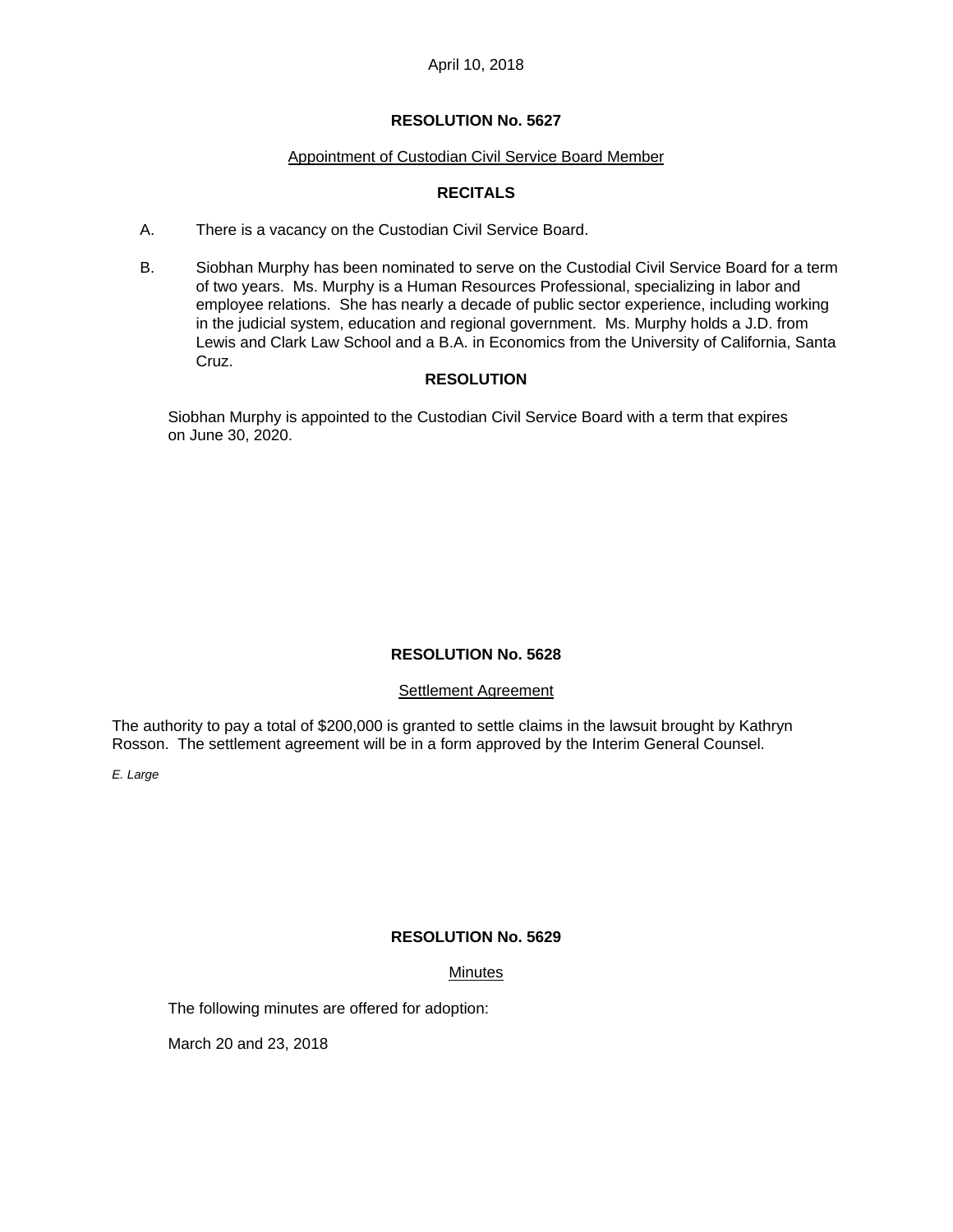April 10, 2018

## RESOLUTION No. 5627

Appointment of Custodian Civil Service Board Member

### RECITALS

A. There is a vacancy on the Custodian Civil Service Board.

B. Siobhan Murphy has been nominated to serve on the Custodial Civil Service Board for a term of two years. Ms. Murphy is a Human Resources Professional, specializing in labor and employee relations. She has nearly a decade of public sector experience, including working in the judicial system, education and regional government. Ms. Murphy holds a J.D. from Lewis and Clark Law School and a B.A. in Economics from the University of California, Santa Cruz.

### RESOLUTION

Siobhan Murphy is appointed to the Custodian Civil Service Board with a term that expires on June 30, 2020.

## RESOLUTION No. 5628

Settlement Agreement

The authority to pay a total of $200,000 is granted to settle claims in the lawsuit brought by Kathryn Rosson. The settlement agreement will be in a form approved by the Interim General Counsel.

*E. Large*

## RESOLUTION No. 5629

Minutes

The following minutes are offered for adoption:

March 20 and 23, 2018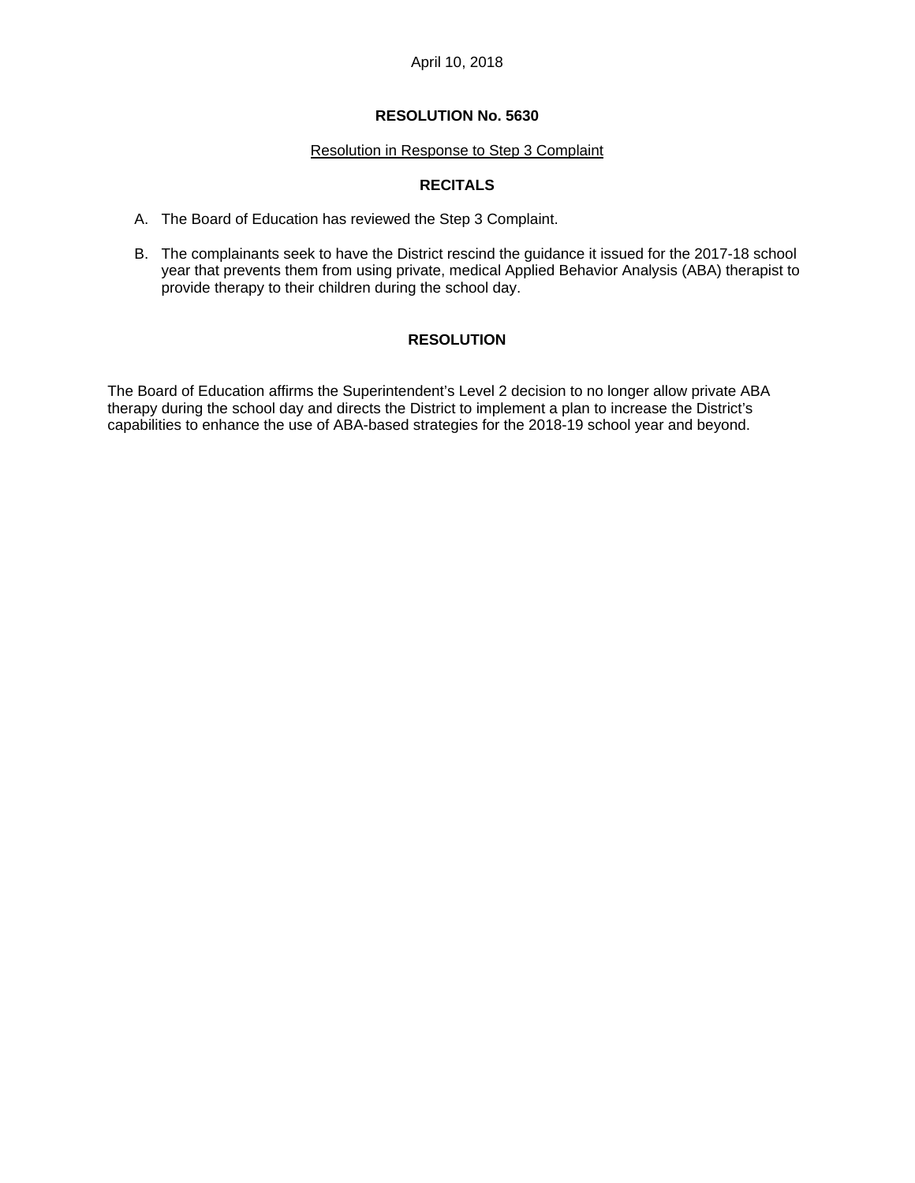April 10, 2018

# RESOLUTION No. 5630

Resolution in Response to Step 3 Complaint

## RECITALS

A. The Board of Education has reviewed the Step 3 Complaint.

B. The complainants seek to have the District rescind the guidance it issued for the 2017-18 school year that prevents them from using private, medical Applied Behavior Analysis (ABA) therapist to provide therapy to their children during the school day.

## RESOLUTION

The Board of Education affirms the Superintendent's Level 2 decision to no longer allow private ABA therapy during the school day and directs the District to implement a plan to increase the District's capabilities to enhance the use of ABA-based strategies for the 2018-19 school year and beyond.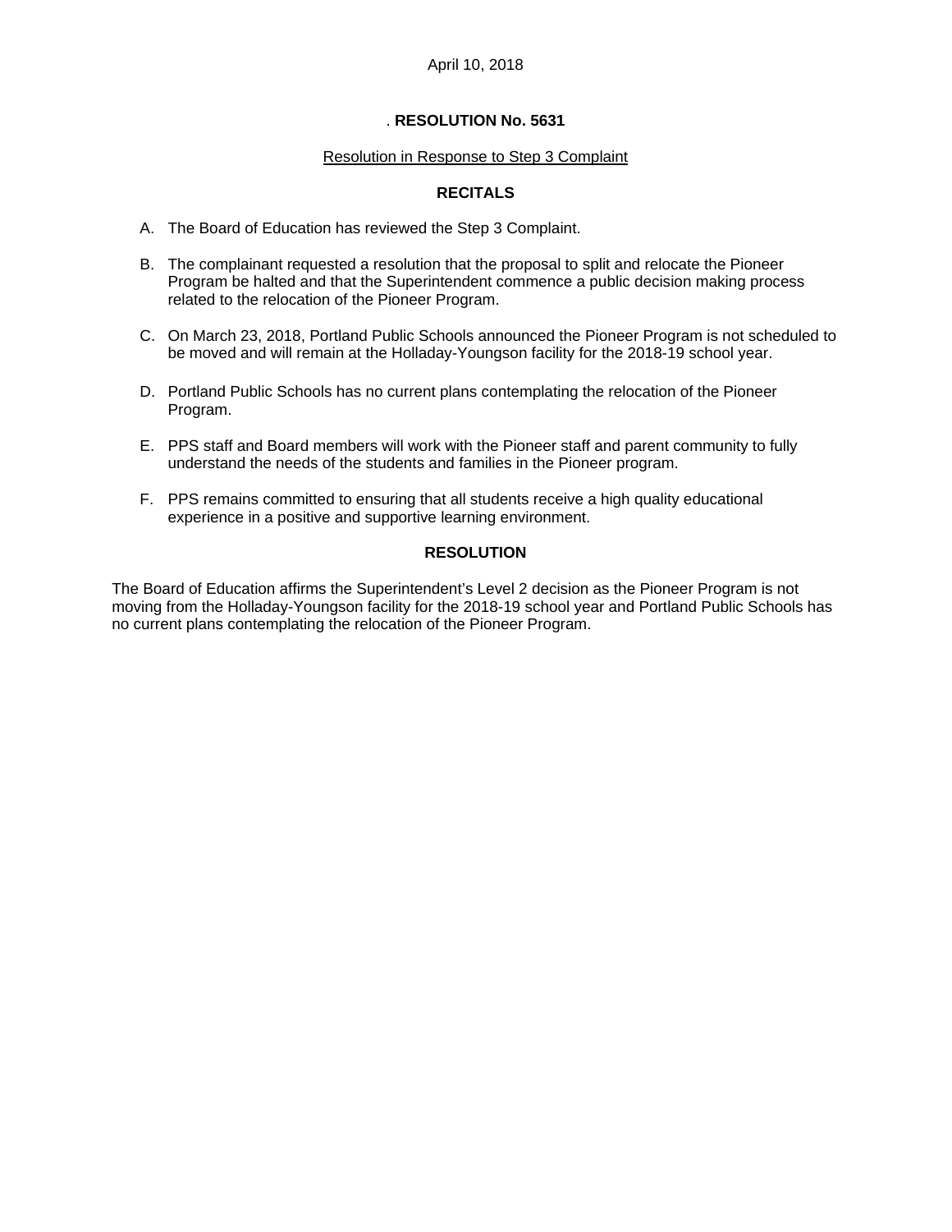April 10, 2018

. **RESOLUTION No. 5631**

Resolution in Response to Step 3 Complaint

**RECITALS**

A. The Board of Education has reviewed the Step 3 Complaint.

B. The complainant requested a resolution that the proposal to split and relocate the Pioneer Program be halted and that the Superintendent commence a public decision making process related to the relocation of the Pioneer Program.

C. On March 23, 2018, Portland Public Schools announced the Pioneer Program is not scheduled to be moved and will remain at the Holladay-Youngson facility for the 2018-19 school year.

D. Portland Public Schools has no current plans contemplating the relocation of the Pioneer Program.

E. PPS staff and Board members will work with the Pioneer staff and parent community to fully understand the needs of the students and families in the Pioneer program.

F. PPS remains committed to ensuring that all students receive a high quality educational experience in a positive and supportive learning environment.

**RESOLUTION**

The Board of Education affirms the Superintendent's Level 2 decision as the Pioneer Program is not moving from the Holladay-Youngson facility for the 2018-19 school year and Portland Public Schools has no current plans contemplating the relocation of the Pioneer Program.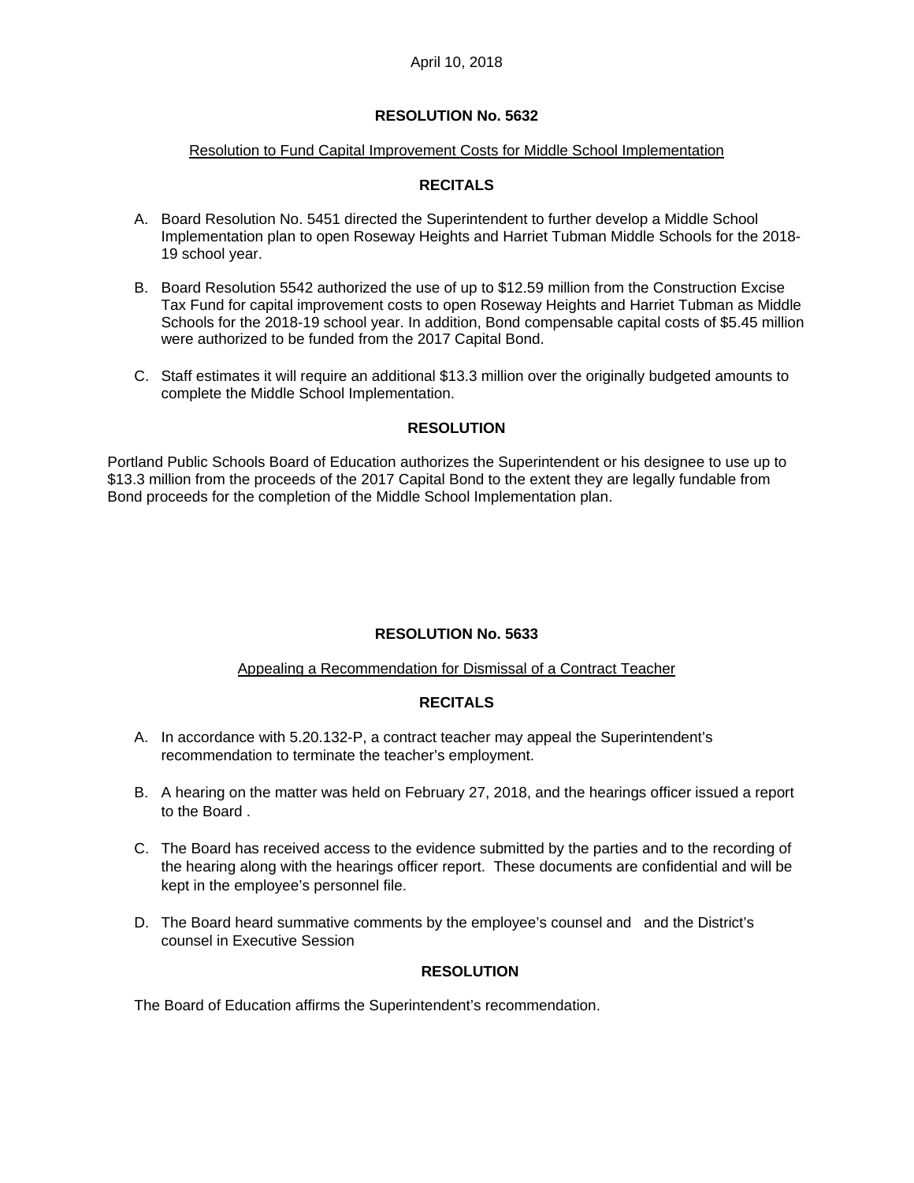April 10, 2018

## RESOLUTION No. 5632

Resolution to Fund Capital Improvement Costs for Middle School Implementation

### RECITALS

A. Board Resolution No. 5451 directed the Superintendent to further develop a Middle School Implementation plan to open Roseway Heights and Harriet Tubman Middle Schools for the 2018-19 school year.

B. Board Resolution 5542 authorized the use of up to $12.59 million from the Construction Excise Tax Fund for capital improvement costs to open Roseway Heights and Harriet Tubman as Middle Schools for the 2018-19 school year. In addition, Bond compensable capital costs of $5.45 million were authorized to be funded from the 2017 Capital Bond.

C. Staff estimates it will require an additional $13.3 million over the originally budgeted amounts to complete the Middle School Implementation.

### RESOLUTION

Portland Public Schools Board of Education authorizes the Superintendent or his designee to use up to $13.3 million from the proceeds of the 2017 Capital Bond to the extent they are legally fundable from Bond proceeds for the completion of the Middle School Implementation plan.

## RESOLUTION No. 5633

Appealing a Recommendation for Dismissal of a Contract Teacher

### RECITALS

A. In accordance with 5.20.132-P, a contract teacher may appeal the Superintendent's recommendation to terminate the teacher's employment.

B. A hearing on the matter was held on February 27, 2018, and the hearings officer issued a report to the Board .

C. The Board has received access to the evidence submitted by the parties and to the recording of the hearing along with the hearings officer report. These documents are confidential and will be kept in the employee's personnel file.

D. The Board heard summative comments by the employee's counsel and and the District's counsel in Executive Session

### RESOLUTION

The Board of Education affirms the Superintendent's recommendation.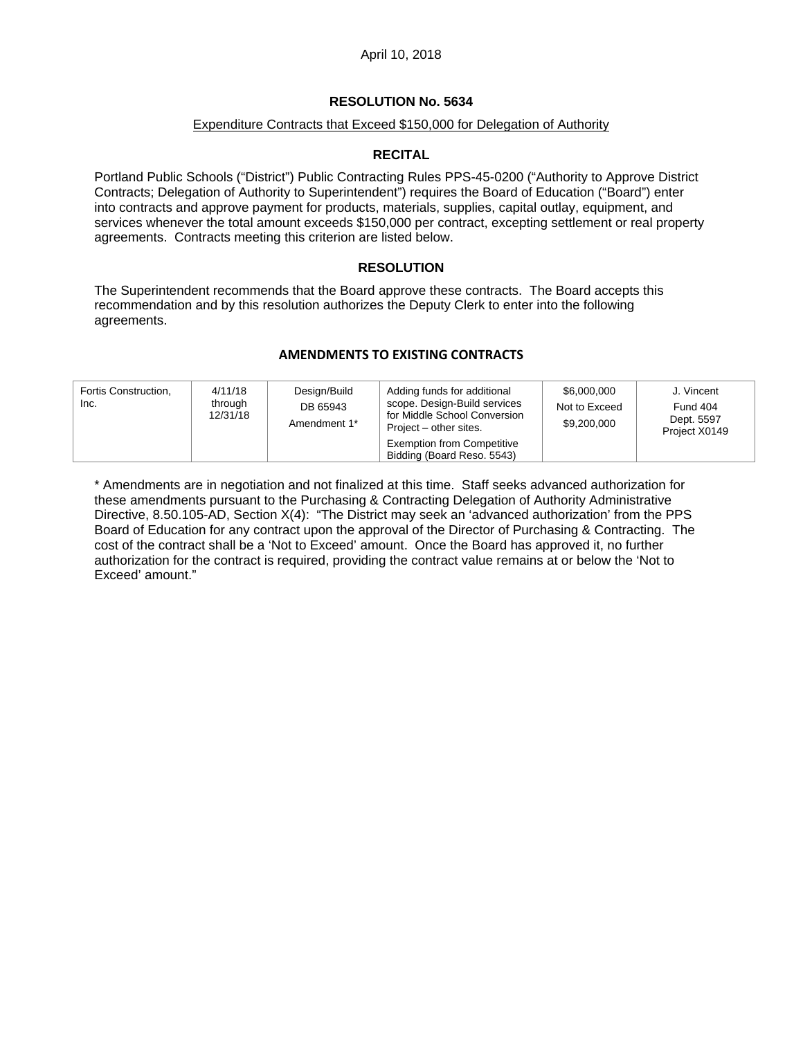April 10, 2018

**RESOLUTION No. 5634**

Expenditure Contracts that Exceed $150,000 for Delegation of Authority

**RECITAL**

Portland Public Schools ("District") Public Contracting Rules PPS-45-0200 ("Authority to Approve District Contracts; Delegation of Authority to Superintendent") requires the Board of Education ("Board") enter into contracts and approve payment for products, materials, supplies, capital outlay, equipment, and services whenever the total amount exceeds $150,000 per contract, excepting settlement or real property agreements. Contracts meeting this criterion are listed below.

**RESOLUTION**

The Superintendent recommends that the Board approve these contracts. The Board accepts this recommendation and by this resolution authorizes the Deputy Clerk to enter into the following agreements.

**AMENDMENTS TO EXISTING CONTRACTS**

| | | | | | |
|---|---|---|---|---|---|
| Fortis Construction, Inc. | 4/11/18 through 12/31/18 | Design/Build DB 65943 Amendment 1* | Adding funds for additional scope. Design-Build services for Middle School Conversion Project – other sites. Exemption from Competitive Bidding (Board Reso. 5543) | $6,000,000 Not to Exceed $9,200,000 | J. Vincent Fund 404 Dept. 5597 Project X0149 |

* Amendments are in negotiation and not finalized at this time. Staff seeks advanced authorization for these amendments pursuant to the Purchasing & Contracting Delegation of Authority Administrative Directive, 8.50.105-AD, Section X(4): "The District may seek an 'advanced authorization' from the PPS Board of Education for any contract upon the approval of the Director of Purchasing & Contracting. The cost of the contract shall be a 'Not to Exceed' amount. Once the Board has approved it, no further authorization for the contract is required, providing the contract value remains at or below the 'Not to Exceed' amount."